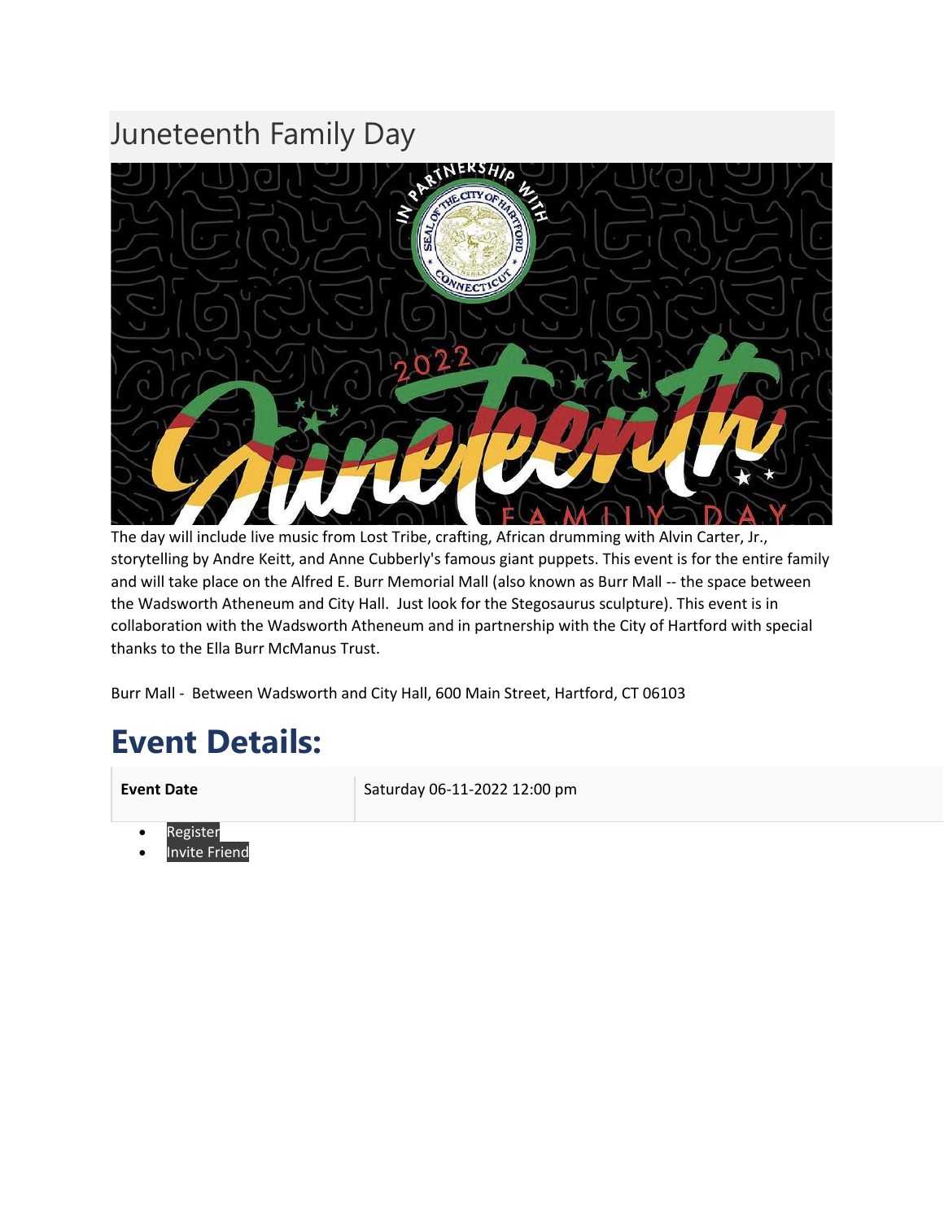# Juneteenth Family Day

The day will include live music from Lost Tribe, crafting, African drumming with Alvin Carter, Jr., storytelling by Andre Keitt, and Anne Cubberly's famous giant puppets. This event is for the entire family and will take place on the Alfred E. Burr Memorial Mall (also known as Burr Mall -- the space between the Wadsworth Atheneum and City Hall. Just look for the Stegosaurus sculpture). This event is in collaboration with the Wadsworth Atheneum and in partnership with the City of Hartford with special thanks to the Ella Burr McManus Trust.

Burr Mall - Between Wadsworth and City Hall, 600 Main Street, Hartford, CT 06103

## Event Details:

| **Event Date** | Saturday 06-11-2022 12:00 pm |
|---|---|

- Register
- Invite Friend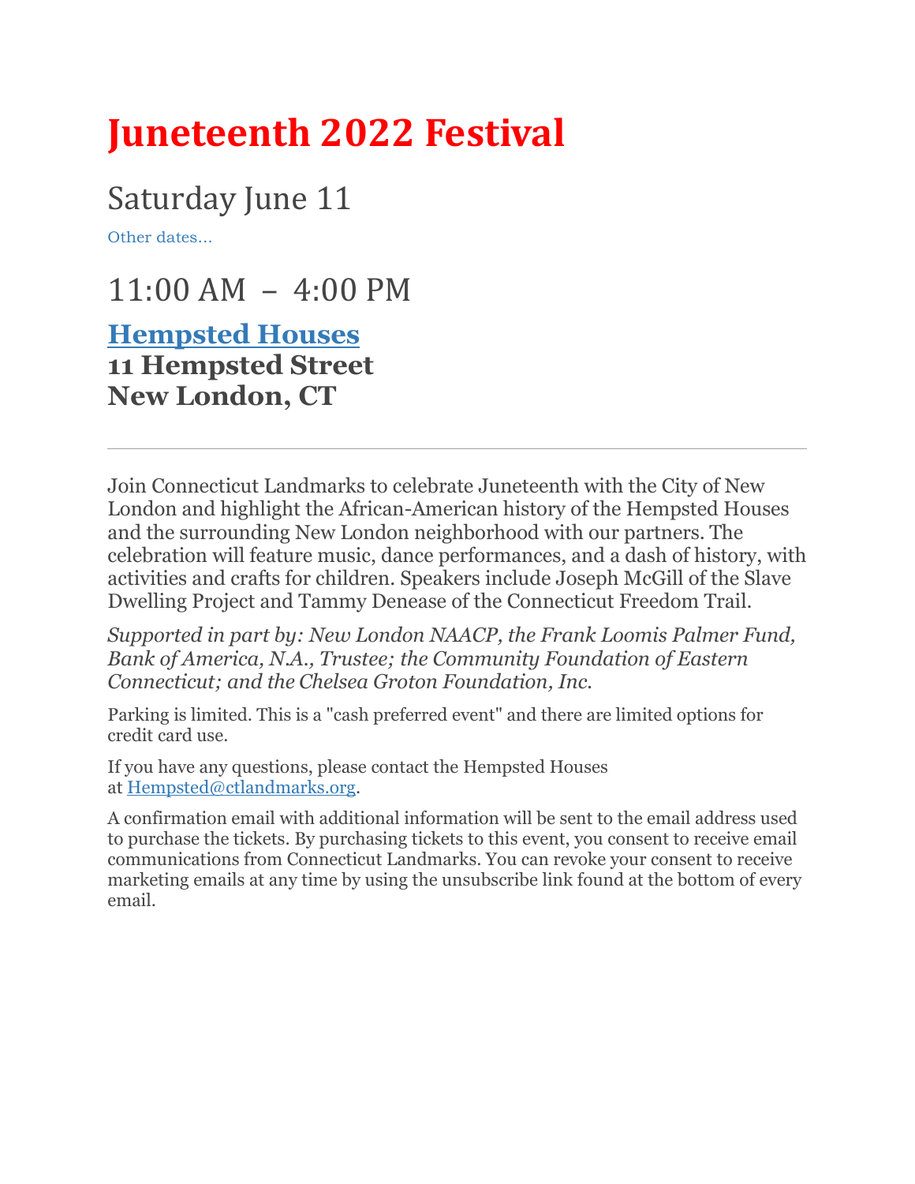# Juneteenth 2022 Festival

## Saturday June 11

Other dates...

## 11:00 AM – 4:00 PM

**Hempsted Houses**
**11 Hempsted Street**
**New London, CT**

---

Join Connecticut Landmarks to celebrate Juneteenth with the City of New London and highlight the African-American history of the Hempsted Houses and the surrounding New London neighborhood with our partners. The celebration will feature music, dance performances, and a dash of history, with activities and crafts for children. Speakers include Joseph McGill of the Slave Dwelling Project and Tammy Denease of the Connecticut Freedom Trail.

*Supported in part by: New London NAACP, the Frank Loomis Palmer Fund, Bank of America, N.A., Trustee; the Community Foundation of Eastern Connecticut; and the Chelsea Groton Foundation, Inc.*

Parking is limited. This is a "cash preferred event" and there are limited options for credit card use.

If you have any questions, please contact the Hempsted Houses at Hempsted@ctlandmarks.org.

A confirmation email with additional information will be sent to the email address used to purchase the tickets. By purchasing tickets to this event, you consent to receive email communications from Connecticut Landmarks. You can revoke your consent to receive marketing emails at any time by using the unsubscribe link found at the bottom of every email.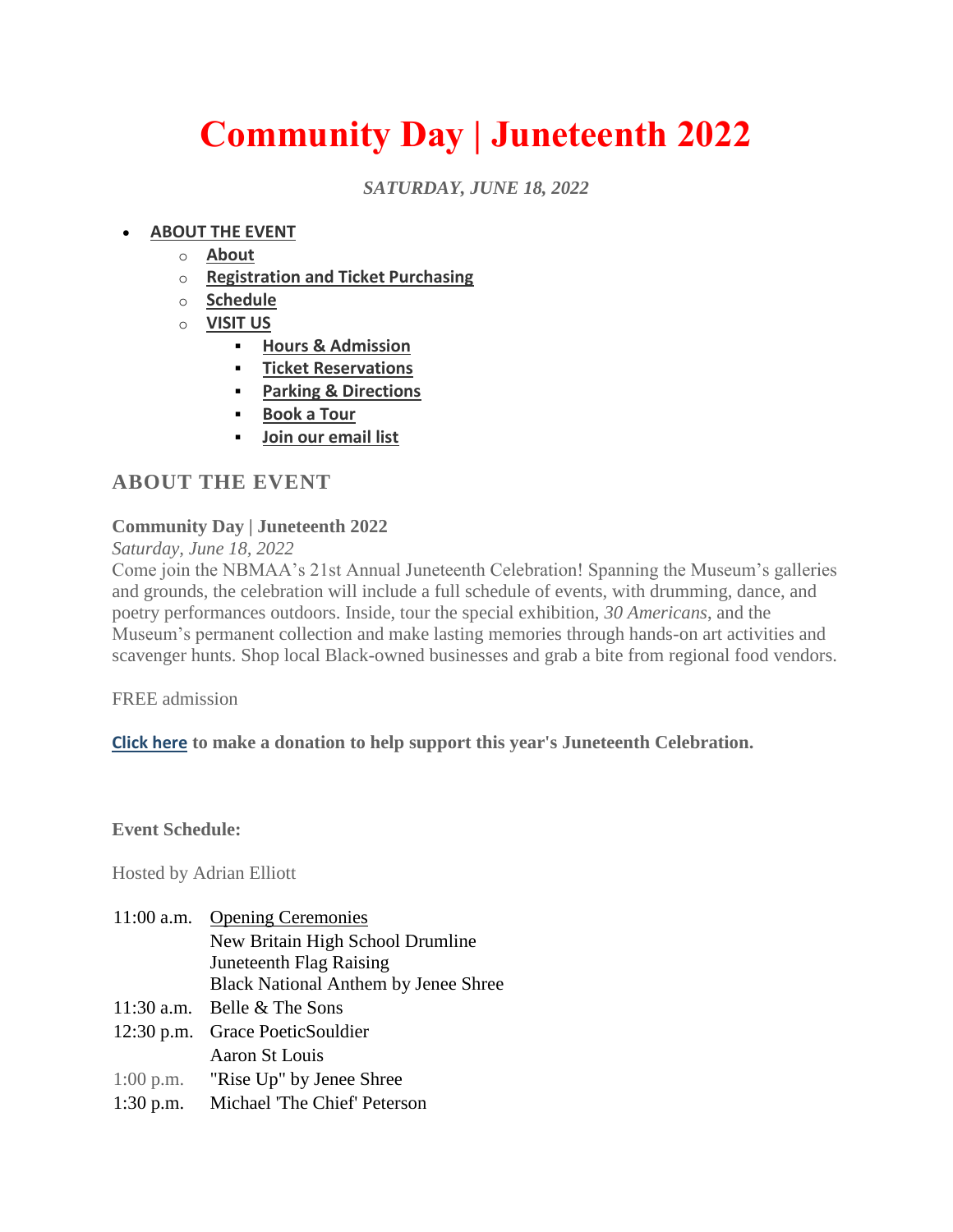# Community Day | Juneteenth 2022

*SATURDAY, JUNE 18, 2022*

- **ABOUT THE EVENT**
  - **About**
  - **Registration and Ticket Purchasing**
  - **Schedule**
  - **VISIT US**
    - **Hours & Admission**
    - **Ticket Reservations**
    - **Parking & Directions**
    - **Book a Tour**
    - **Join our email list**

## ABOUT THE EVENT

**Community Day | Juneteenth 2022**
*Saturday, June 18, 2022*
Come join the NBMAA's 21st Annual Juneteenth Celebration! Spanning the Museum's galleries and grounds, the celebration will include a full schedule of events, with drumming, dance, and poetry performances outdoors. Inside, tour the special exhibition, *30 Americans*, and the Museum's permanent collection and make lasting memories through hands-on art activities and scavenger hunts. Shop local Black-owned businesses and grab a bite from regional food vendors.

FREE admission

**Click here to make a donation to help support this year's Juneteenth Celebration.**

**Event Schedule:**

Hosted by Adrian Elliott

| | |
|---|---|
| 11:00 a.m. | Opening Ceremonies<br>New Britain High School Drumline<br>Juneteenth Flag Raising<br>Black National Anthem by Jenee Shree |
| 11:30 a.m. | Belle & The Sons |
| 12:30 p.m. | Grace PoeticSouldier<br>Aaron St Louis |
| 1:00 p.m. | "Rise Up" by Jenee Shree |
| 1:30 p.m. | Michael 'The Chief' Peterson |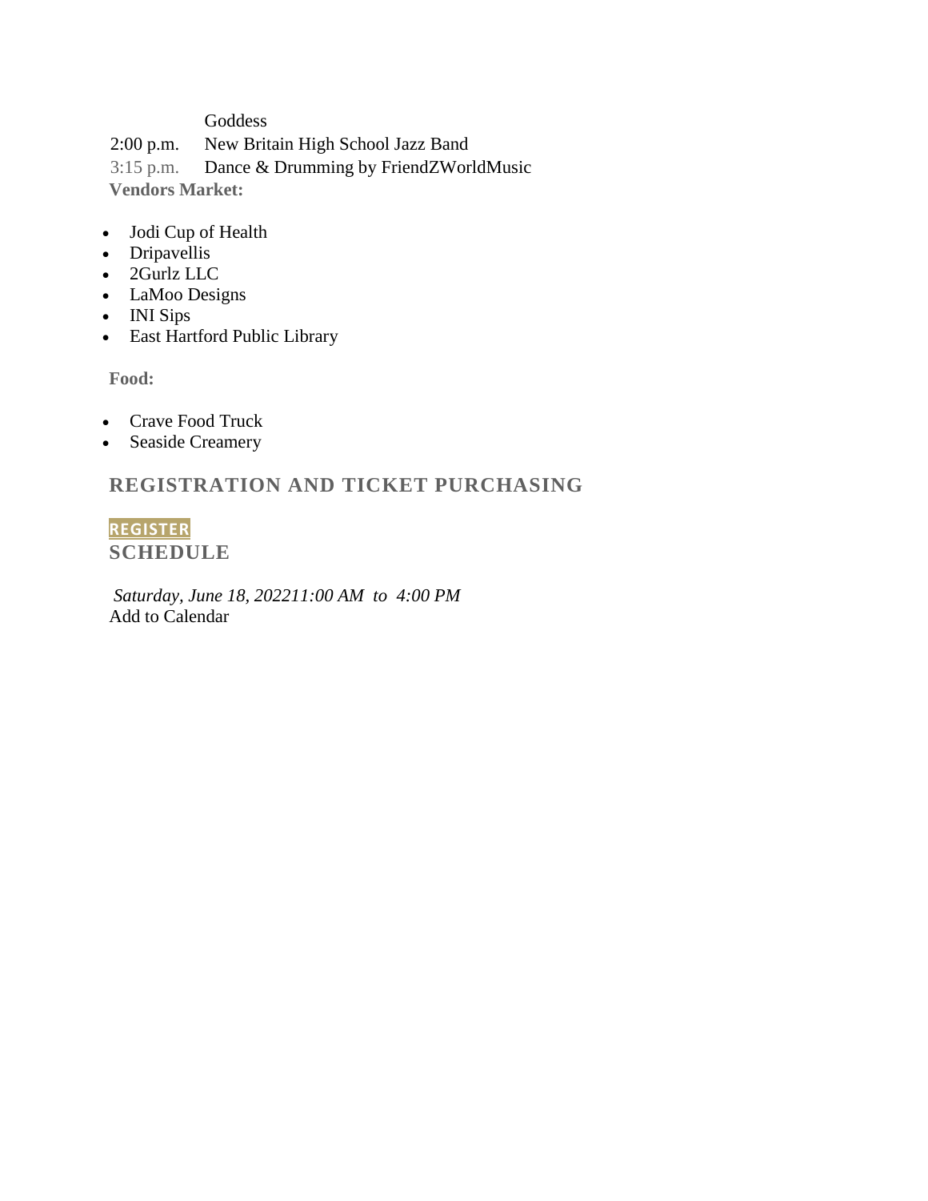Goddess

2:00 p.m. New Britain High School Jazz Band

3:15 p.m. Dance & Drumming by FriendZWorldMusic

**Vendors Market:**

- Jodi Cup of Health
- Dripavellis
- 2Gurlz LLC
- LaMoo Designs
- INI Sips
- East Hartford Public Library

**Food:**

- Crave Food Truck
- Seaside Creamery

## REGISTRATION AND TICKET PURCHASING

**REGISTER**

## SCHEDULE

*Saturday, June 18, 202211:00 AM to 4:00 PM*

Add to Calendar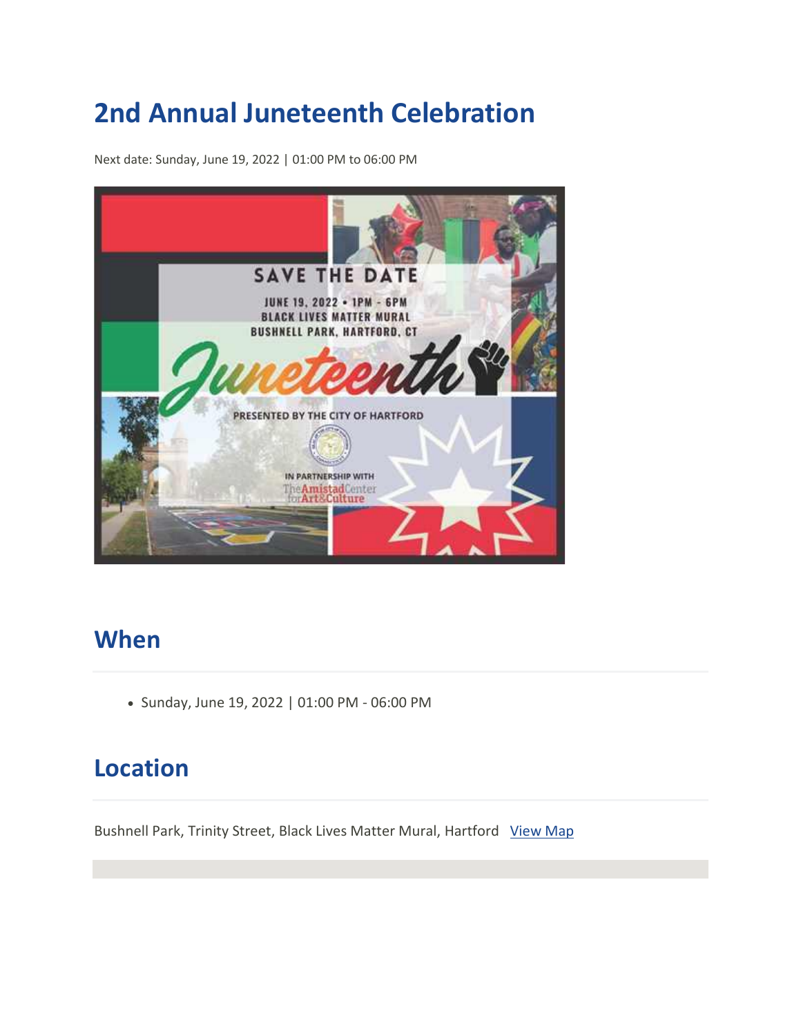# 2nd Annual Juneteenth Celebration

Next date: Sunday, June 19, 2022 | 01:00 PM to 06:00 PM

SAVE THE DATE

JUNE 19, 2022 • 1PM - 6PM
BLACK LIVES MATTER MURAL
BUSHNELL PARK, HARTFORD, CT

Juneteenth

PRESENTED BY THE CITY OF HARTFORD

IN PARTNERSHIP WITH
The Amistad Center for Art & Culture

## When

- Sunday, June 19, 2022 | 01:00 PM - 06:00 PM

## Location

Bushnell Park, Trinity Street, Black Lives Matter Mural, Hartford   View Map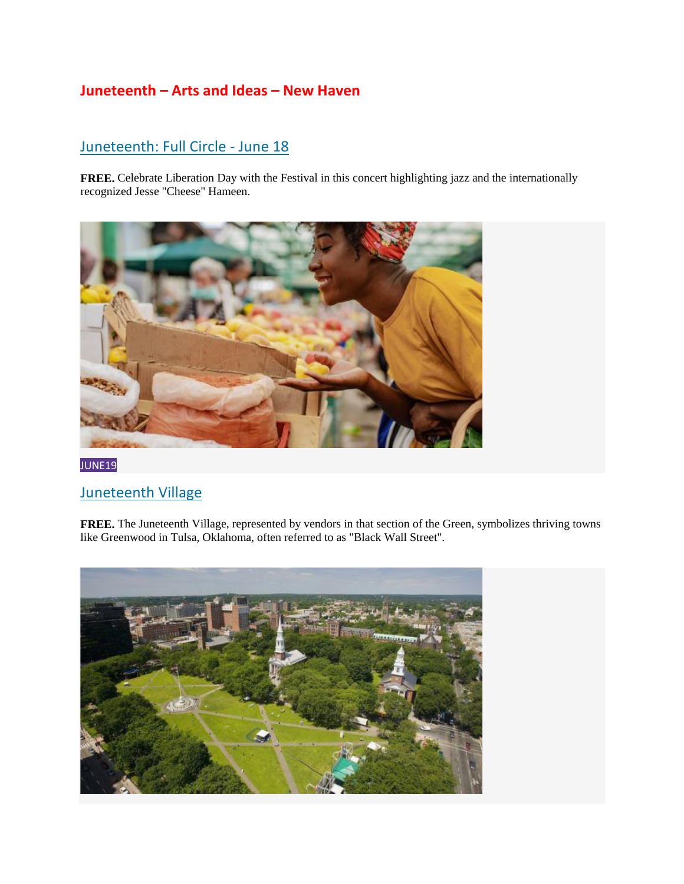## Juneteenth – Arts and Ideas – New Haven

### Juneteenth: Full Circle - June 18

**FREE.** Celebrate Liberation Day with the Festival in this concert highlighting jazz and the internationally recognized Jesse "Cheese" Hameen.

JUNE19

### Juneteenth Village

**FREE.** The Juneteenth Village, represented by vendors in that section of the Green, symbolizes thriving towns like Greenwood in Tulsa, Oklahoma, often referred to as "Black Wall Street".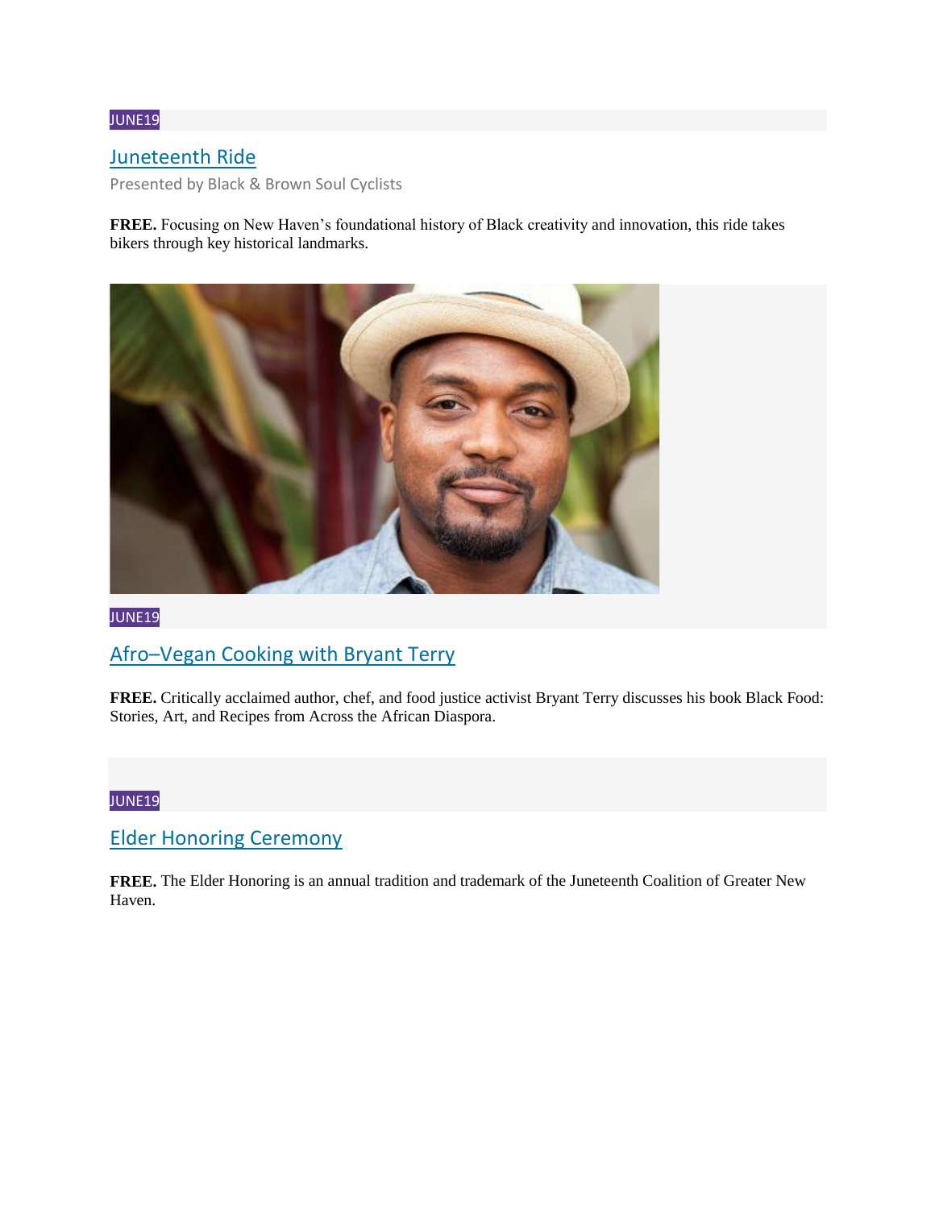JUNE19

## Juneteenth Ride

Presented by Black & Brown Soul Cyclists

**FREE.** Focusing on New Haven's foundational history of Black creativity and innovation, this ride takes bikers through key historical landmarks.

JUNE19

## Afro–Vegan Cooking with Bryant Terry

**FREE.** Critically acclaimed author, chef, and food justice activist Bryant Terry discusses his book Black Food: Stories, Art, and Recipes from Across the African Diaspora.

JUNE19

## Elder Honoring Ceremony

**FREE.** The Elder Honoring is an annual tradition and trademark of the Juneteenth Coalition of Greater New Haven.